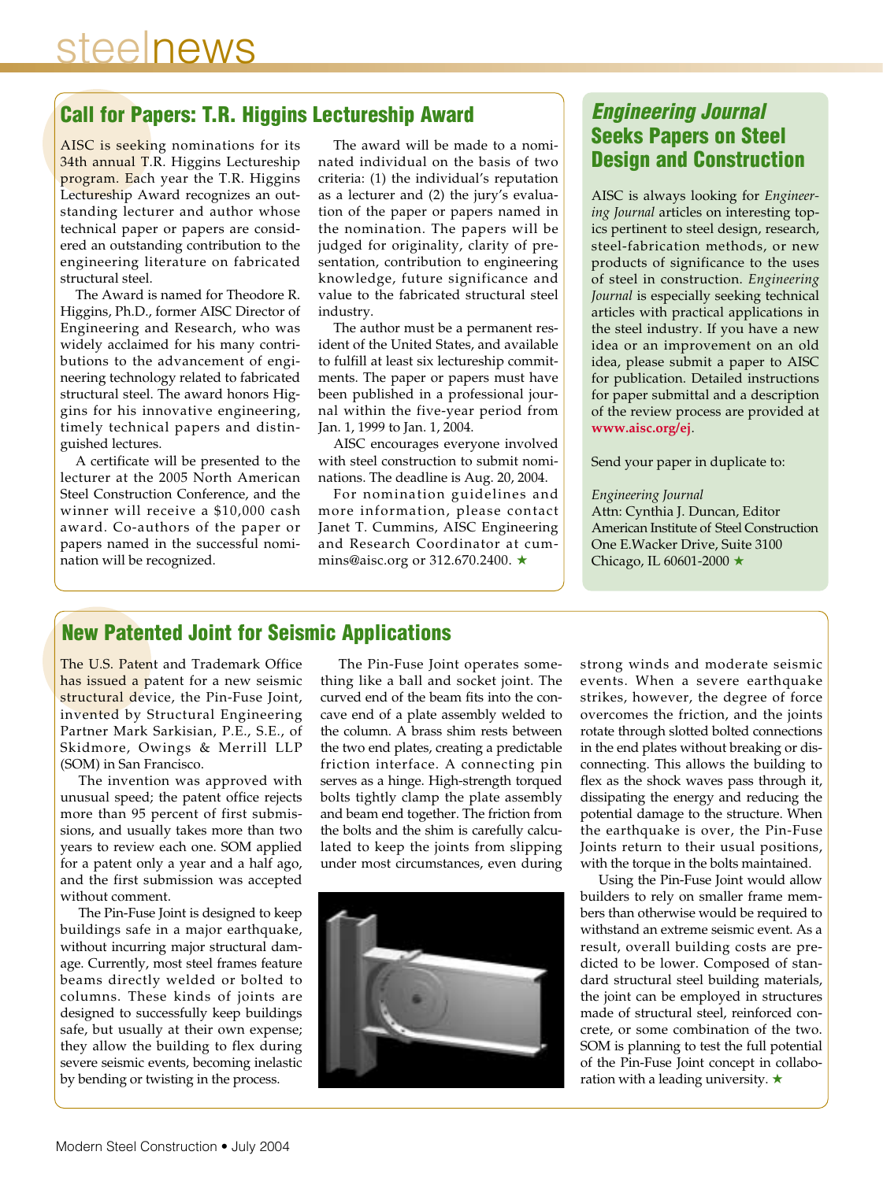# steelnews

## Call for Papers: T.R. Higgins Lectureship Award

AISC is seeking nominations for its 34th annual T.R. Higgins Lectureship program. Each year the T.R. Higgins Lectureship Award recognizes an outstanding lecturer and author whose technical paper or papers are considered an outstanding contribution to the engineering literature on fabricated structural steel.

The Award is named for Theodore R. Higgins, Ph.D., former AISC Director of Engineering and Research, who was widely acclaimed for his many contributions to the advancement of engineering technology related to fabricated structural steel. The award honors Higgins for his innovative engineering, timely technical papers and distinguished lectures.

A certificate will be presented to the lecturer at the 2005 North American Steel Construction Conference, and the winner will receive a $10,000 cash award. Co-authors of the paper or papers named in the successful nomination will be recognized.

The award will be made to a nominated individual on the basis of two criteria: (1) the individual's reputation as a lecturer and (2) the jury's evaluation of the paper or papers named in the nomination. The papers will be judged for originality, clarity of presentation, contribution to engineering knowledge, future significance and value to the fabricated structural steel industry.

The author must be a permanent resident of the United States, and available to fulfill at least six lectureship commitments. The paper or papers must have been published in a professional journal within the five-year period from Jan. 1, 1999 to Jan. 1, 2004.

AISC encourages everyone involved with steel construction to submit nominations. The deadline is Aug. 20, 2004.

For nomination guidelines and more information, please contact Janet T. Cummins, AISC Engineering and Research Coordinator at cummins@aisc.org or 312.670.2400. ★

## *Engineering Journal* Seeks Papers on Steel Design and Construction

AISC is always looking for *Engineering Journal* articles on interesting topics pertinent to steel design, research, steel-fabrication methods, or new products of significance to the uses of steel in construction. *Engineering Journal* is especially seeking technical articles with practical applications in the steel industry. If you have a new idea or an improvement on an old idea, please submit a paper to AISC for publication. Detailed instructions for paper submittal and a description of the review process are provided at **www.aisc.org/ej**.

Send your paper in duplicate to:

*Engineering Journal*
Attn: Cynthia J. Duncan, Editor
American Institute of Steel Construction
One E.Wacker Drive, Suite 3100
Chicago, IL 60601-2000 ★

## New Patented Joint for Seismic Applications

The U.S. Patent and Trademark Office has issued a patent for a new seismic structural device, the Pin-Fuse Joint, invented by Structural Engineering Partner Mark Sarkisian, P.E., S.E., of Skidmore, Owings & Merrill LLP (SOM) in San Francisco.

The invention was approved with unusual speed; the patent office rejects more than 95 percent of first submissions, and usually takes more than two years to review each one. SOM applied for a patent only a year and a half ago, and the first submission was accepted without comment.

The Pin-Fuse Joint is designed to keep buildings safe in a major earthquake, without incurring major structural damage. Currently, most steel frames feature beams directly welded or bolted to columns. These kinds of joints are designed to successfully keep buildings safe, but usually at their own expense; they allow the building to flex during severe seismic events, becoming inelastic by bending or twisting in the process.

The Pin-Fuse Joint operates something like a ball and socket joint. The curved end of the beam fits into the concave end of a plate assembly welded to the column. A brass shim rests between the two end plates, creating a predictable friction interface. A connecting pin serves as a hinge. High-strength torqued bolts tightly clamp the plate assembly and beam end together. The friction from the bolts and the shim is carefully calculated to keep the joints from slipping under most circumstances, even during strong winds and moderate seismic events. When a severe earthquake strikes, however, the degree of force overcomes the friction, and the joints rotate through slotted bolted connections in the end plates without breaking or disconnecting. This allows the building to flex as the shock waves pass through it, dissipating the energy and reducing the potential damage to the structure. When the earthquake is over, the Pin-Fuse Joints return to their usual positions, with the torque in the bolts maintained.

Using the Pin-Fuse Joint would allow builders to rely on smaller frame members than otherwise would be required to withstand an extreme seismic event. As a result, overall building costs are predicted to be lower. Composed of standard structural steel building materials, the joint can be employed in structures made of structural steel, reinforced concrete, or some combination of the two. SOM is planning to test the full potential of the Pin-Fuse Joint concept in collaboration with a leading university. ★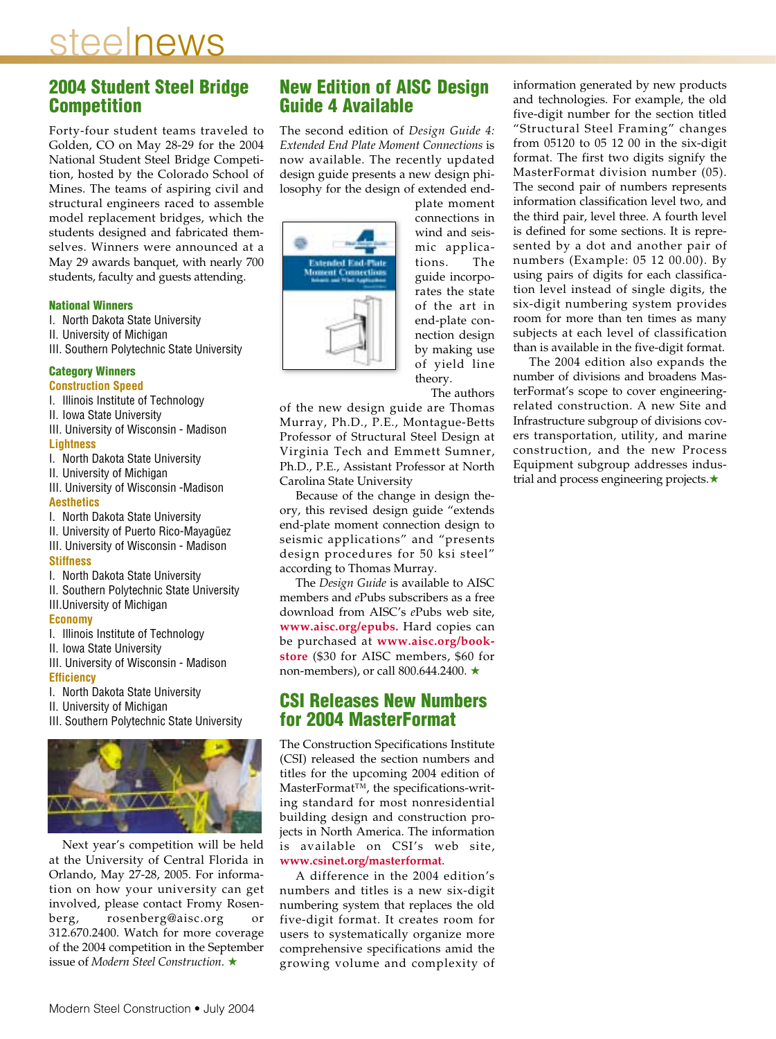## 2004 Student Steel Bridge Competition

Forty-four student teams traveled to Golden, CO on May 28-29 for the 2004 National Student Steel Bridge Competition, hosted by the Colorado School of Mines. The teams of aspiring civil and structural engineers raced to assemble model replacement bridges, which the students designed and fabricated themselves. Winners were announced at a May 29 awards banquet, with nearly 700 students, faculty and guests attending.

### National Winners

I. North Dakota State University
II. University of Michigan
III. Southern Polytechnic State University

### Category Winners

**Construction Speed**

I. Illinois Institute of Technology
II. Iowa State University
III. University of Wisconsin - Madison

**Lightness**

I. North Dakota State University
II. University of Michigan
III. University of Wisconsin -Madison

**Aesthetics**

I. North Dakota State University
II. University of Puerto Rico-Mayagüez
III. University of Wisconsin - Madison

**Stiffness**

I. North Dakota State University
II. Southern Polytechnic State University
III.University of Michigan

**Economy**

I. Illinois Institute of Technology
II. Iowa State University
III. University of Wisconsin - Madison

**Efficiency**

I. North Dakota State University
II. University of Michigan
III. Southern Polytechnic State University

Next year's competition will be held at the University of Central Florida in Orlando, May 27-28, 2005. For information on how your university can get involved, please contact Fromy Rosenberg, rosenberg@aisc.org or 312.670.2400. Watch for more coverage of the 2004 competition in the September issue of *Modern Steel Construction.* ★

## New Edition of AISC Design Guide 4 Available

The second edition of *Design Guide 4: Extended End Plate Moment Connections* is now available. The recently updated design guide presents a new design philosophy for the design of extended end-plate moment connections in wind and seismic applications. The guide incorporates the state of the art in end-plate connection design by making use of yield line theory.

The authors of the new design guide are Thomas Murray, Ph.D., P.E., Montague-Betts Professor of Structural Steel Design at Virginia Tech and Emmett Sumner, Ph.D., P.E., Assistant Professor at North Carolina State University

Because of the change in design theory, this revised design guide "extends end-plate moment connection design to seismic applications" and "presents design procedures for 50 ksi steel" according to Thomas Murray.

The *Design Guide* is available to AISC members and *e*Pubs subscribers as a free download from AISC's *e*Pubs web site, **www.aisc.org/epubs.** Hard copies can be purchased at **www.aisc.org/bookstore** ($30 for AISC members, $60 for non-members), or call 800.644.2400. ★

## CSI Releases New Numbers for 2004 MasterFormat

The Construction Specifications Institute (CSI) released the section numbers and titles for the upcoming 2004 edition of MasterFormat™, the specifications-writing standard for most nonresidential building design and construction projects in North America. The information is available on CSI's web site, **www.csinet.org/masterformat**.

A difference in the 2004 edition's numbers and titles is a new six-digit numbering system that replaces the old five-digit format. It creates room for users to systematically organize more comprehensive specifications amid the growing volume and complexity of information generated by new products and technologies. For example, the old five-digit number for the section titled "Structural Steel Framing" changes from 05120 to 05 12 00 in the six-digit format. The first two digits signify the MasterFormat division number (05). The second pair of numbers represents information classification level two, and the third pair, level three. A fourth level is defined for some sections. It is represented by a dot and another pair of numbers (Example: 05 12 00.00). By using pairs of digits for each classification level instead of single digits, the six-digit numbering system provides room for more than ten times as many subjects at each level of classification than is available in the five-digit format.

The 2004 edition also expands the number of divisions and broadens MasterFormat's scope to cover engineering-related construction. A new Site and Infrastructure subgroup of divisions covers transportation, utility, and marine construction, and the new Process Equipment subgroup addresses industrial and process engineering projects.★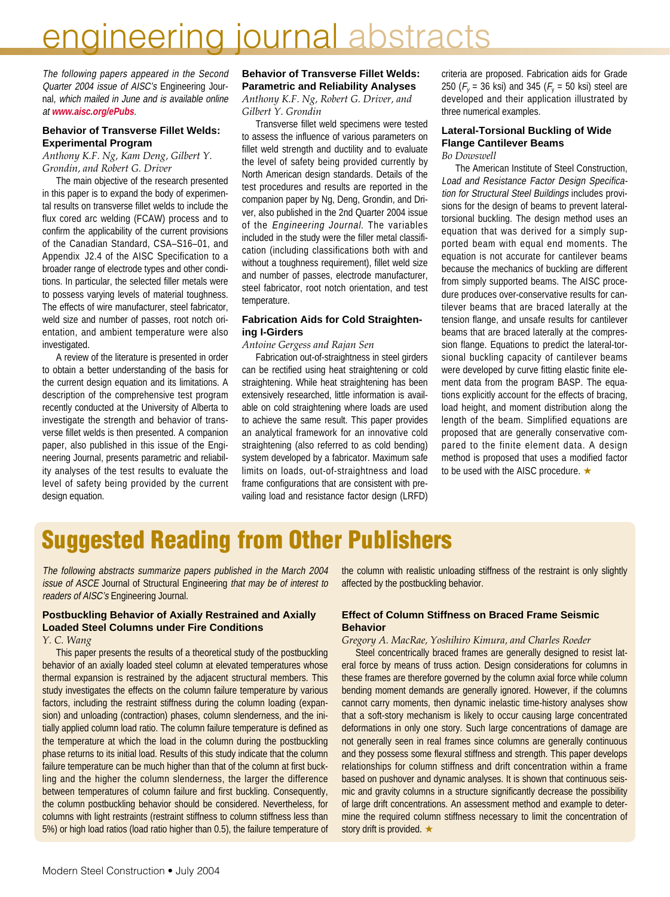# engineering journal abstracts

*The following papers appeared in the Second Quarter 2004 issue of AISC's* Engineering Journal*, which mailed in June and is available online at* ***www.aisc.org/ePubs****.*

### Behavior of Transverse Fillet Welds: Experimental Program

*Anthony K.F. Ng, Kam Deng, Gilbert Y. Grondin, and Robert G. Driver*

The main objective of the research presented in this paper is to expand the body of experimental results on transverse fillet welds to include the flux cored arc welding (FCAW) process and to confirm the applicability of the current provisions of the Canadian Standard, CSA–S16–01, and Appendix J2.4 of the AISC Specification to a broader range of electrode types and other conditions. In particular, the selected filler metals were to possess varying levels of material toughness. The effects of wire manufacturer, steel fabricator, weld size and number of passes, root notch orientation, and ambient temperature were also investigated.

A review of the literature is presented in order to obtain a better understanding of the basis for the current design equation and its limitations. A description of the comprehensive test program recently conducted at the University of Alberta to investigate the strength and behavior of transverse fillet welds is then presented. A companion paper, also published in this issue of the Engineering Journal, presents parametric and reliability analyses of the test results to evaluate the level of safety being provided by the current design equation.

### Behavior of Transverse Fillet Welds: Parametric and Reliability Analyses

*Anthony K.F. Ng, Robert G. Driver, and Gilbert Y. Grondin*

Transverse fillet weld specimens were tested to assess the influence of various parameters on fillet weld strength and ductility and to evaluate the level of safety being provided currently by North American design standards. Details of the test procedures and results are reported in the companion paper by Ng, Deng, Grondin, and Driver, also published in the 2nd Quarter 2004 issue of the *Engineering Journal*. The variables included in the study were the filler metal classification (including classifications both with and without a toughness requirement), fillet weld size and number of passes, electrode manufacturer, steel fabricator, root notch orientation, and test temperature.

### Fabrication Aids for Cold Straightening I-Girders

*Antoine Gergess and Rajan Sen*

Fabrication out-of-straightness in steel girders can be rectified using heat straightening or cold straightening. While heat straightening has been extensively researched, little information is available on cold straightening where loads are used to achieve the same result. This paper provides an analytical framework for an innovative cold straightening (also referred to as cold bending) system developed by a fabricator. Maximum safe limits on loads, out-of-straightness and load frame configurations that are consistent with prevailing load and resistance factor design (LRFD) criteria are proposed. Fabrication aids for Grade 250 ($F_y$ = 36 ksi) and 345 ($F_y$ = 50 ksi) steel are developed and their application illustrated by three numerical examples.

### Lateral-Torsional Buckling of Wide Flange Cantilever Beams

*Bo Dowswell*

The American Institute of Steel Construction, *Load and Resistance Factor Design Specification for Structural Steel Buildings* includes provisions for the design of beams to prevent lateral-torsional buckling. The design method uses an equation that was derived for a simply supported beam with equal end moments. The equation is not accurate for cantilever beams because the mechanics of buckling are different from simply supported beams. The AISC procedure produces over-conservative results for cantilever beams that are braced laterally at the tension flange, and unsafe results for cantilever beams that are braced laterally at the compression flange. Equations to predict the lateral-torsional buckling capacity of cantilever beams were developed by curve fitting elastic finite element data from the program BASP. The equations explicitly account for the effects of bracing, load height, and moment distribution along the length of the beam. Simplified equations are proposed that are generally conservative compared to the finite element data. A design method is proposed that uses a modified factor to be used with the AISC procedure. ★

## Suggested Reading from Other Publishers

*The following abstracts summarize papers published in the March 2004 issue of ASCE* Journal of Structural Engineering *that may be of interest to readers of AISC's* Engineering Journal.

### Postbuckling Behavior of Axially Restrained and Axially Loaded Steel Columns under Fire Conditions

*Y. C. Wang*

This paper presents the results of a theoretical study of the postbuckling behavior of an axially loaded steel column at elevated temperatures whose thermal expansion is restrained by the adjacent structural members. This study investigates the effects on the column failure temperature by various factors, including the restraint stiffness during the column loading (expansion) and unloading (contraction) phases, column slenderness, and the initially applied column load ratio. The column failure temperature is defined as the temperature at which the load in the column during the postbuckling phase returns to its initial load. Results of this study indicate that the column failure temperature can be much higher than that of the column at first buckling and the higher the column slenderness, the larger the difference between temperatures of column failure and first buckling. Consequently, the column postbuckling behavior should be considered. Nevertheless, for columns with light restraints (restraint stiffness to column stiffness less than 5%) or high load ratios (load ratio higher than 0.5), the failure temperature of the column with realistic unloading stiffness of the restraint is only slightly affected by the postbuckling behavior.

### Effect of Column Stiffness on Braced Frame Seismic Behavior

*Gregory A. MacRae, Yoshihiro Kimura, and Charles Roeder*

Steel concentrically braced frames are generally designed to resist lateral force by means of truss action. Design considerations for columns in these frames are therefore governed by the column axial force while column bending moment demands are generally ignored. However, if the columns cannot carry moments, then dynamic inelastic time-history analyses show that a soft-story mechanism is likely to occur causing large concentrated deformations in only one story. Such large concentrations of damage are not generally seen in real frames since columns are generally continuous and they possess some flexural stiffness and strength. This paper develops relationships for column stiffness and drift concentration within a frame based on pushover and dynamic analyses. It is shown that continuous seismic and gravity columns in a structure significantly decrease the possibility of large drift concentrations. An assessment method and example to determine the required column stiffness necessary to limit the concentration of story drift is provided. ★